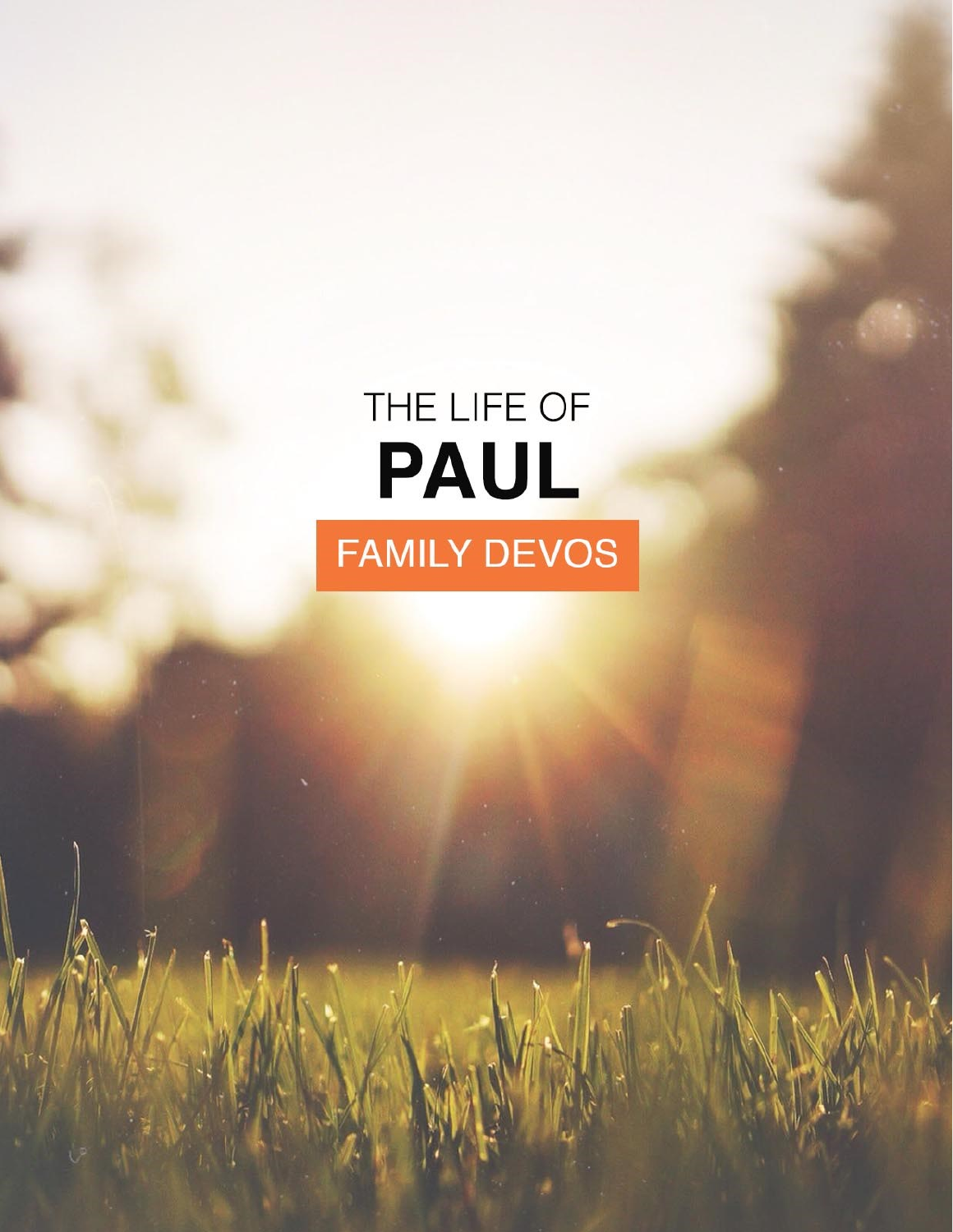# THE LIFE OF PAUL

## FAMILY DEVOS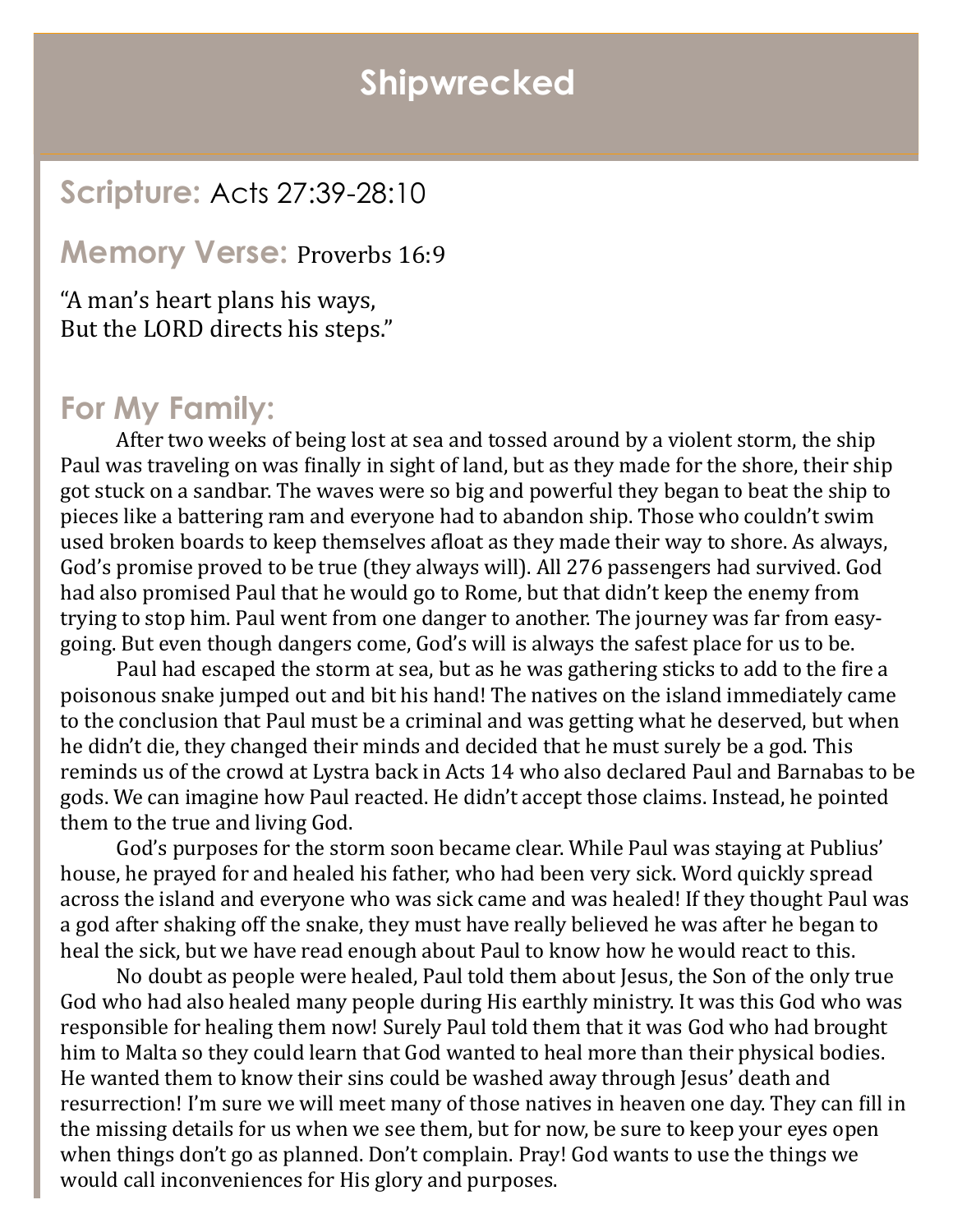# Shipwrecked

## Scripture: Acts 27:39-28:10

## Memory Verse: Proverbs 16:9

"A man's heart plans his ways,
But the LORD directs his steps."

## For My Family:

After two weeks of being lost at sea and tossed around by a violent storm, the ship Paul was traveling on was finally in sight of land, but as they made for the shore, their ship got stuck on a sandbar. The waves were so big and powerful they began to beat the ship to pieces like a battering ram and everyone had to abandon ship. Those who couldn't swim used broken boards to keep themselves afloat as they made their way to shore. As always, God's promise proved to be true (they always will). All 276 passengers had survived. God had also promised Paul that he would go to Rome, but that didn't keep the enemy from trying to stop him. Paul went from one danger to another. The journey was far from easy-going. But even though dangers come, God's will is always the safest place for us to be.

Paul had escaped the storm at sea, but as he was gathering sticks to add to the fire a poisonous snake jumped out and bit his hand! The natives on the island immediately came to the conclusion that Paul must be a criminal and was getting what he deserved, but when he didn't die, they changed their minds and decided that he must surely be a god. This reminds us of the crowd at Lystra back in Acts 14 who also declared Paul and Barnabas to be gods. We can imagine how Paul reacted. He didn't accept those claims. Instead, he pointed them to the true and living God.

God's purposes for the storm soon became clear. While Paul was staying at Publius' house, he prayed for and healed his father, who had been very sick. Word quickly spread across the island and everyone who was sick came and was healed! If they thought Paul was a god after shaking off the snake, they must have really believed he was after he began to heal the sick, but we have read enough about Paul to know how he would react to this.

No doubt as people were healed, Paul told them about Jesus, the Son of the only true God who had also healed many people during His earthly ministry. It was this God who was responsible for healing them now! Surely Paul told them that it was God who had brought him to Malta so they could learn that God wanted to heal more than their physical bodies. He wanted them to know their sins could be washed away through Jesus' death and resurrection! I'm sure we will meet many of those natives in heaven one day. They can fill in the missing details for us when we see them, but for now, be sure to keep your eyes open when things don't go as planned. Don't complain. Pray! God wants to use the things we would call inconveniences for His glory and purposes.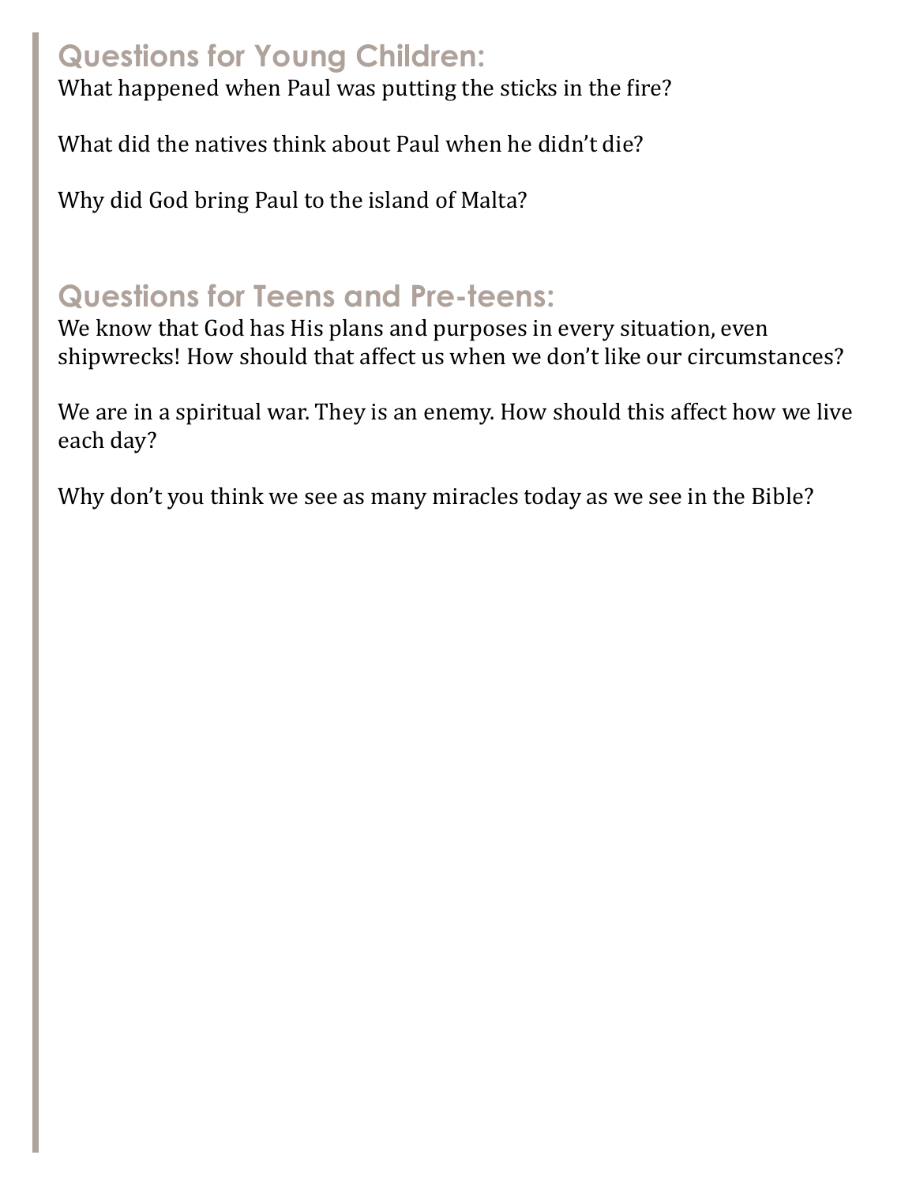## Questions for Young Children:

What happened when Paul was putting the sticks in the fire?

What did the natives think about Paul when he didn't die?

Why did God bring Paul to the island of Malta?

## Questions for Teens and Pre-teens:

We know that God has His plans and purposes in every situation, even shipwrecks! How should that affect us when we don't like our circumstances?

We are in a spiritual war. They is an enemy. How should this affect how we live each day?

Why don't you think we see as many miracles today as we see in the Bible?